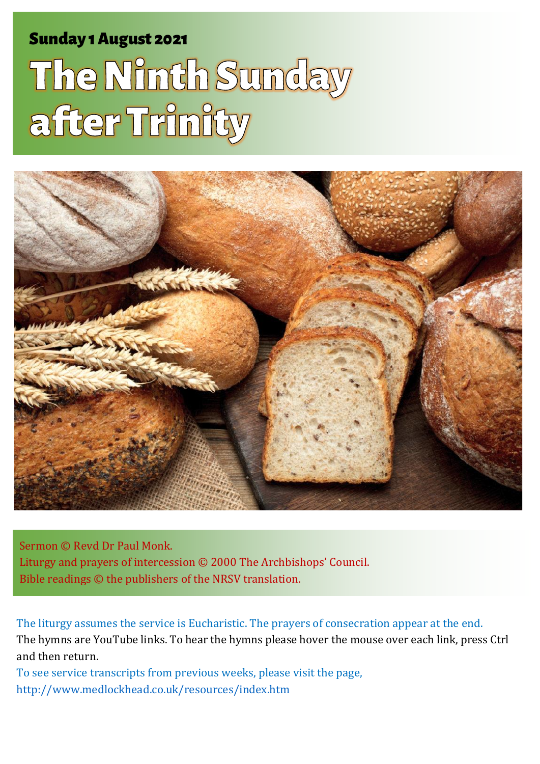**Sunday 1 August 2021**

# The Ninth Sunday after Trinity

Sermon © Revd Dr Paul Monk.
Liturgy and prayers of intercession © 2000 The Archbishops' Council.
Bible readings © the publishers of the NRSV translation.

The liturgy assumes the service is Eucharistic. The prayers of consecration appear at the end.
The hymns are YouTube links. To hear the hymns please hover the mouse over each link, press Ctrl and then return.
To see service transcripts from previous weeks, please visit the page,
http://www.medlockhead.co.uk/resources/index.htm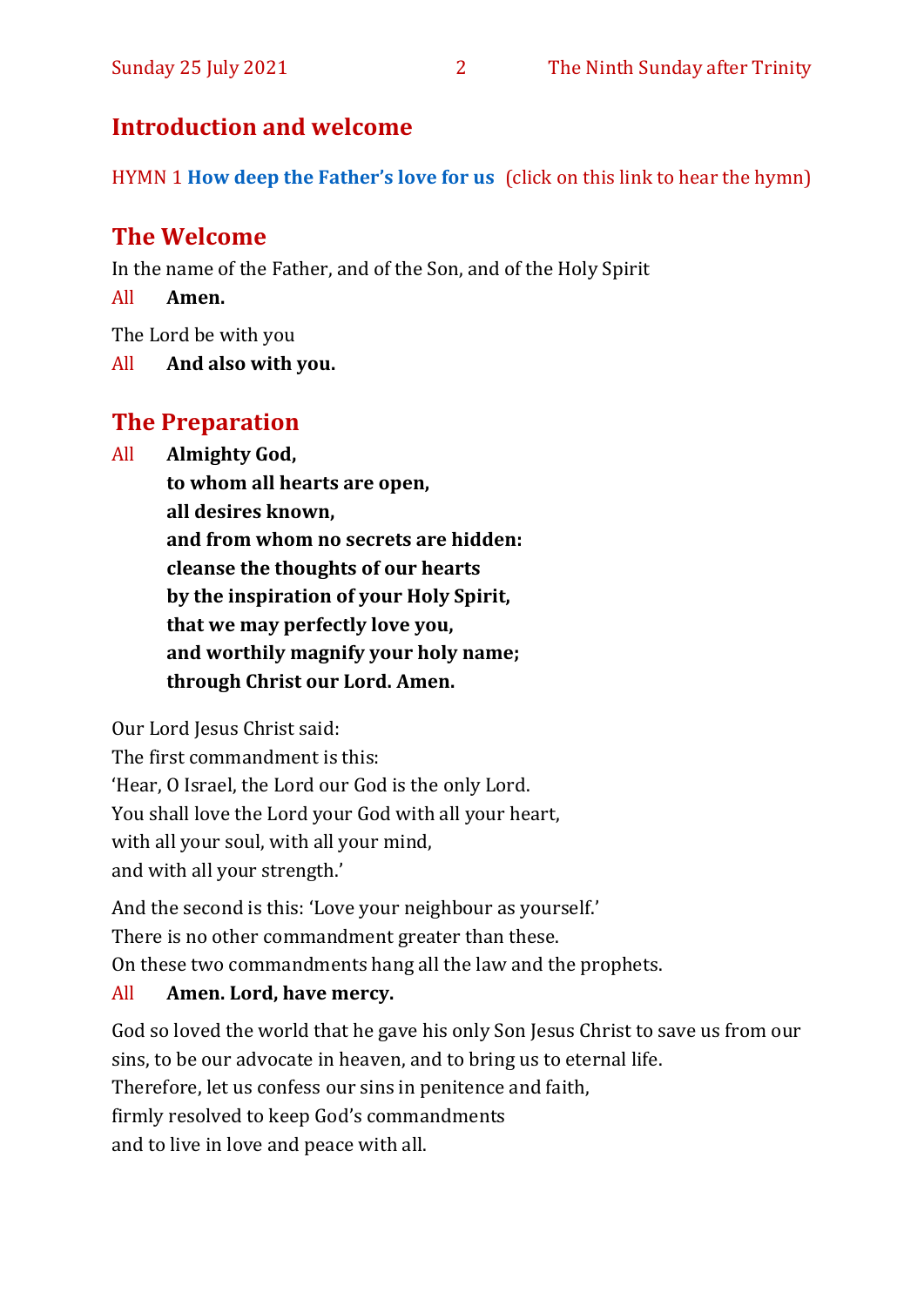## Introduction and welcome

HYMN 1 **How deep the Father's love for us** (click on this link to hear the hymn)

## The Welcome

In the name of the Father, and of the Son, and of the Holy Spirit

All **Amen.**

The Lord be with you

All **And also with you.**

## The Preparation

All **Almighty God,**
**to whom all hearts are open,**
**all desires known,**
**and from whom no secrets are hidden:**
**cleanse the thoughts of our hearts**
**by the inspiration of your Holy Spirit,**
**that we may perfectly love you,**
**and worthily magnify your holy name;**
**through Christ our Lord. Amen.**

Our Lord Jesus Christ said:
The first commandment is this:
'Hear, O Israel, the Lord our God is the only Lord.
You shall love the Lord your God with all your heart,
with all your soul, with all your mind,
and with all your strength.'

And the second is this: 'Love your neighbour as yourself.'
There is no other commandment greater than these.
On these two commandments hang all the law and the prophets.

All **Amen. Lord, have mercy.**

God so loved the world that he gave his only Son Jesus Christ to save us from our sins, to be our advocate in heaven, and to bring us to eternal life.
Therefore, let us confess our sins in penitence and faith,
firmly resolved to keep God's commandments
and to live in love and peace with all.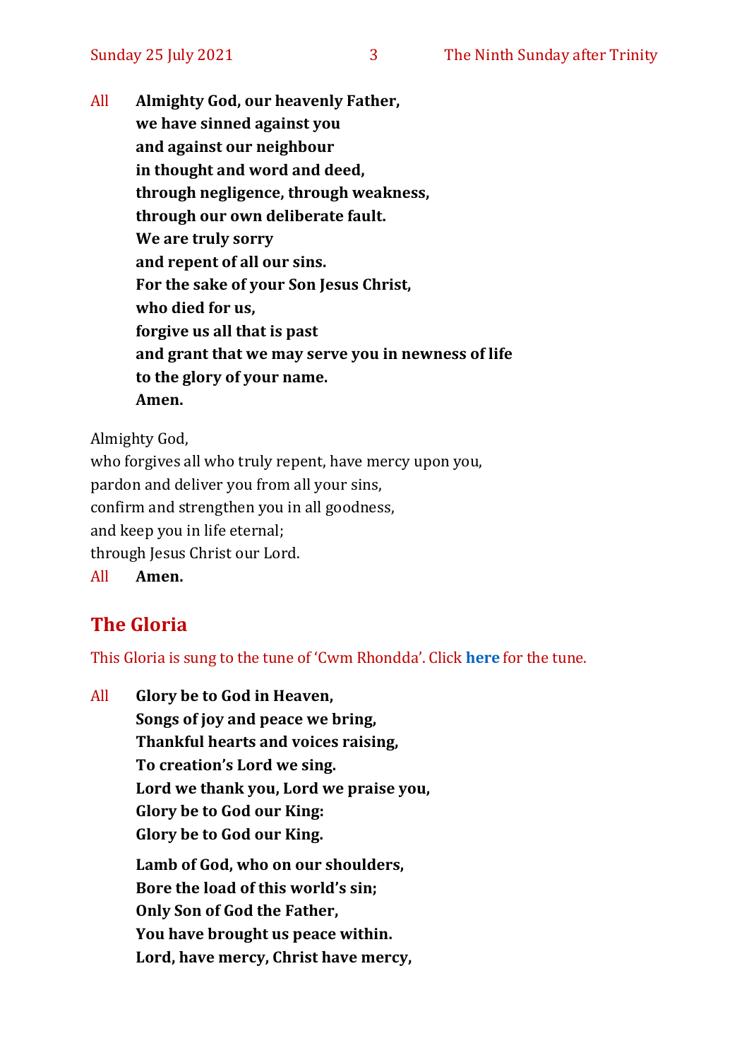All **Almighty God, our heavenly Father,**
**we have sinned against you**
**and against our neighbour**
**in thought and word and deed,**
**through negligence, through weakness,**
**through our own deliberate fault.**
**We are truly sorry**
**and repent of all our sins.**
**For the sake of your Son Jesus Christ,**
**who died for us,**
**forgive us all that is past**
**and grant that we may serve you in newness of life**
**to the glory of your name.**
**Amen.**

Almighty God,
who forgives all who truly repent, have mercy upon you,
pardon and deliver you from all your sins,
confirm and strengthen you in all goodness,
and keep you in life eternal;
through Jesus Christ our Lord.
All **Amen.**

## The Gloria

This Gloria is sung to the tune of 'Cwm Rhondda'. Click **here** for the tune.

All **Glory be to God in Heaven,**
**Songs of joy and peace we bring,**
**Thankful hearts and voices raising,**
**To creation's Lord we sing.**
**Lord we thank you, Lord we praise you,**
**Glory be to God our King:**
**Glory be to God our King.**

**Lamb of God, who on our shoulders,**
**Bore the load of this world's sin;**
**Only Son of God the Father,**
**You have brought us peace within.**
**Lord, have mercy, Christ have mercy,**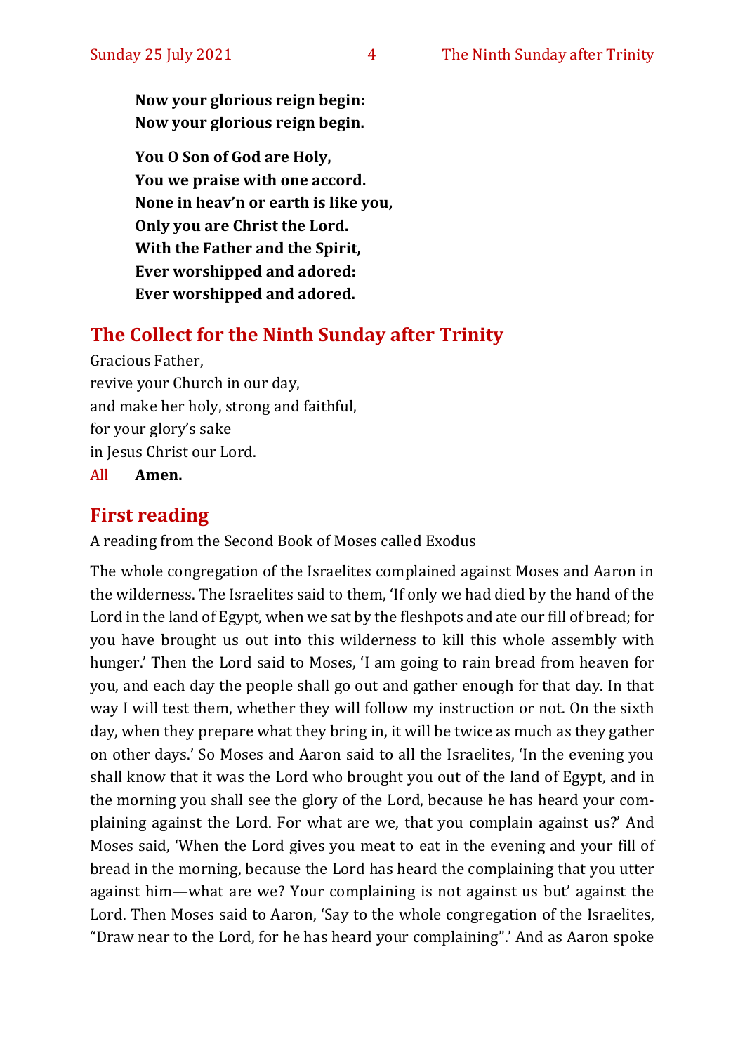**Now your glorious reign begin:**
**Now your glorious reign begin.**

**You O Son of God are Holy,**
**You we praise with one accord.**
**None in heav'n or earth is like you,**
**Only you are Christ the Lord.**
**With the Father and the Spirit,**
**Ever worshipped and adored:**
**Ever worshipped and adored.**

## The Collect for the Ninth Sunday after Trinity

Gracious Father,
revive your Church in our day,
and make her holy, strong and faithful,
for your glory's sake
in Jesus Christ our Lord.

All **Amen.**

## First reading

A reading from the Second Book of Moses called Exodus

The whole congregation of the Israelites complained against Moses and Aaron in the wilderness. The Israelites said to them, 'If only we had died by the hand of the Lord in the land of Egypt, when we sat by the fleshpots and ate our fill of bread; for you have brought us out into this wilderness to kill this whole assembly with hunger.' Then the Lord said to Moses, 'I am going to rain bread from heaven for you, and each day the people shall go out and gather enough for that day. In that way I will test them, whether they will follow my instruction or not. On the sixth day, when they prepare what they bring in, it will be twice as much as they gather on other days.' So Moses and Aaron said to all the Israelites, 'In the evening you shall know that it was the Lord who brought you out of the land of Egypt, and in the morning you shall see the glory of the Lord, because he has heard your complaining against the Lord. For what are we, that you complain against us?' And Moses said, 'When the Lord gives you meat to eat in the evening and your fill of bread in the morning, because the Lord has heard the complaining that you utter against him—what are we? Your complaining is not against us but' against the Lord. Then Moses said to Aaron, 'Say to the whole congregation of the Israelites, "Draw near to the Lord, for he has heard your complaining".' And as Aaron spoke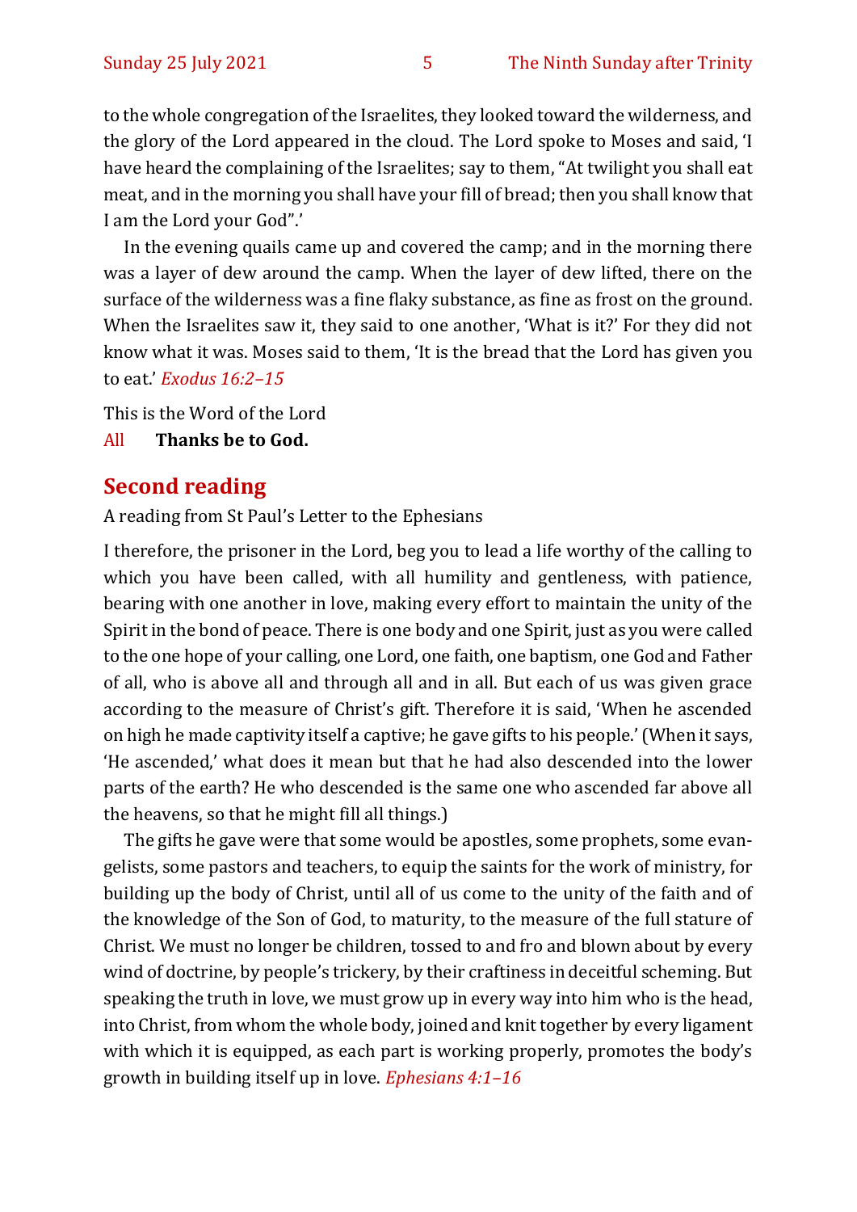to the whole congregation of the Israelites, they looked toward the wilderness, and the glory of the Lord appeared in the cloud. The Lord spoke to Moses and said, 'I have heard the complaining of the Israelites; say to them, "At twilight you shall eat meat, and in the morning you shall have your fill of bread; then you shall know that I am the Lord your God".'

In the evening quails came up and covered the camp; and in the morning there was a layer of dew around the camp. When the layer of dew lifted, there on the surface of the wilderness was a fine flaky substance, as fine as frost on the ground. When the Israelites saw it, they said to one another, 'What is it?' For they did not know what it was. Moses said to them, 'It is the bread that the Lord has given you to eat.' *Exodus 16:2–15*

This is the Word of the Lord

All **Thanks be to God.**

## Second reading

A reading from St Paul's Letter to the Ephesians

I therefore, the prisoner in the Lord, beg you to lead a life worthy of the calling to which you have been called, with all humility and gentleness, with patience, bearing with one another in love, making every effort to maintain the unity of the Spirit in the bond of peace. There is one body and one Spirit, just as you were called to the one hope of your calling, one Lord, one faith, one baptism, one God and Father of all, who is above all and through all and in all. But each of us was given grace according to the measure of Christ's gift. Therefore it is said, 'When he ascended on high he made captivity itself a captive; he gave gifts to his people.' (When it says, 'He ascended,' what does it mean but that he had also descended into the lower parts of the earth? He who descended is the same one who ascended far above all the heavens, so that he might fill all things.)

The gifts he gave were that some would be apostles, some prophets, some evangelists, some pastors and teachers, to equip the saints for the work of ministry, for building up the body of Christ, until all of us come to the unity of the faith and of the knowledge of the Son of God, to maturity, to the measure of the full stature of Christ. We must no longer be children, tossed to and fro and blown about by every wind of doctrine, by people's trickery, by their craftiness in deceitful scheming. But speaking the truth in love, we must grow up in every way into him who is the head, into Christ, from whom the whole body, joined and knit together by every ligament with which it is equipped, as each part is working properly, promotes the body's growth in building itself up in love. *Ephesians 4:1–16*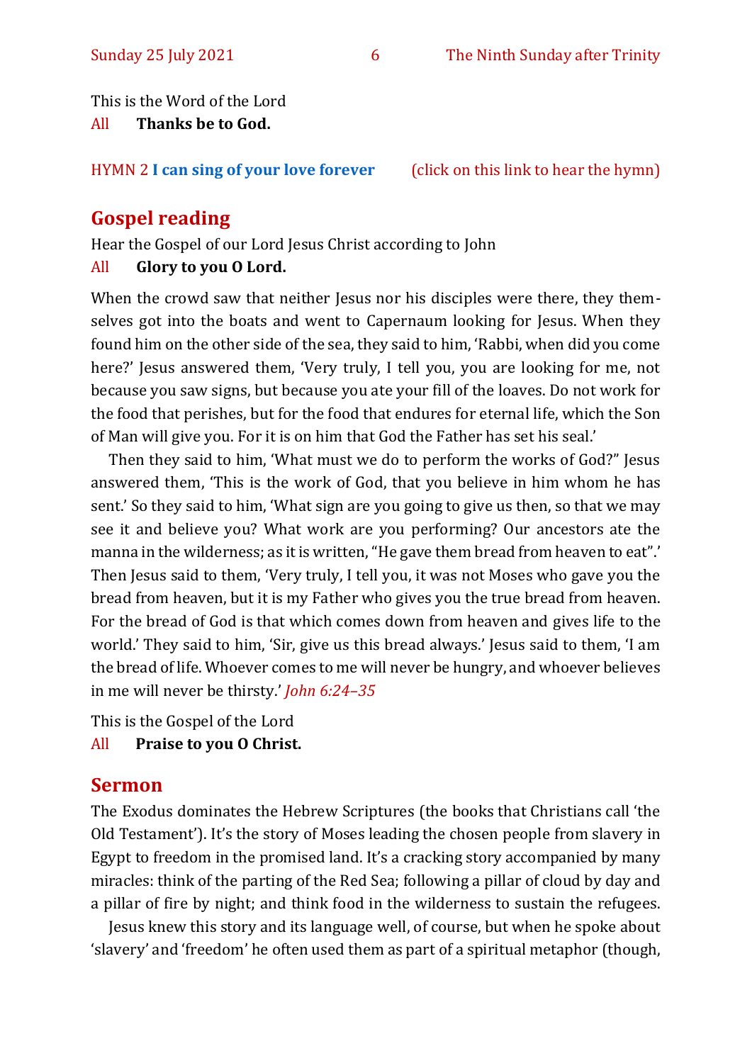This is the Word of the Lord

All **Thanks be to God.**

HYMN 2 **I can sing of your love forever** (click on this link to hear the hymn)

## Gospel reading

Hear the Gospel of our Lord Jesus Christ according to John

All **Glory to you O Lord.**

When the crowd saw that neither Jesus nor his disciples were there, they themselves got into the boats and went to Capernaum looking for Jesus. When they found him on the other side of the sea, they said to him, 'Rabbi, when did you come here?' Jesus answered them, 'Very truly, I tell you, you are looking for me, not because you saw signs, but because you ate your fill of the loaves. Do not work for the food that perishes, but for the food that endures for eternal life, which the Son of Man will give you. For it is on him that God the Father has set his seal.'

Then they said to him, 'What must we do to perform the works of God?" Jesus answered them, 'This is the work of God, that you believe in him whom he has sent.' So they said to him, 'What sign are you going to give us then, so that we may see it and believe you? What work are you performing? Our ancestors ate the manna in the wilderness; as it is written, "He gave them bread from heaven to eat".' Then Jesus said to them, 'Very truly, I tell you, it was not Moses who gave you the bread from heaven, but it is my Father who gives you the true bread from heaven. For the bread of God is that which comes down from heaven and gives life to the world.' They said to him, 'Sir, give us this bread always.' Jesus said to them, 'I am the bread of life. Whoever comes to me will never be hungry, and whoever believes in me will never be thirsty.' *John 6:24–35*

This is the Gospel of the Lord

All **Praise to you O Christ.**

## Sermon

The Exodus dominates the Hebrew Scriptures (the books that Christians call 'the Old Testament'). It's the story of Moses leading the chosen people from slavery in Egypt to freedom in the promised land. It's a cracking story accompanied by many miracles: think of the parting of the Red Sea; following a pillar of cloud by day and a pillar of fire by night; and think food in the wilderness to sustain the refugees.

Jesus knew this story and its language well, of course, but when he spoke about 'slavery' and 'freedom' he often used them as part of a spiritual metaphor (though,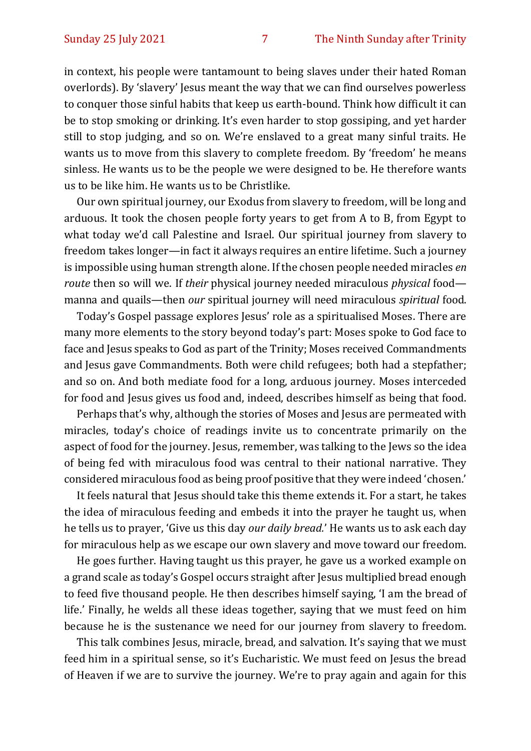in context, his people were tantamount to being slaves under their hated Roman overlords). By 'slavery' Jesus meant the way that we can find ourselves powerless to conquer those sinful habits that keep us earth-bound. Think how difficult it can be to stop smoking or drinking. It's even harder to stop gossiping, and yet harder still to stop judging, and so on. We're enslaved to a great many sinful traits. He wants us to move from this slavery to complete freedom. By 'freedom' he means sinless. He wants us to be the people we were designed to be. He therefore wants us to be like him. He wants us to be Christlike.

Our own spiritual journey, our Exodus from slavery to freedom, will be long and arduous. It took the chosen people forty years to get from A to B, from Egypt to what today we'd call Palestine and Israel. Our spiritual journey from slavery to freedom takes longer—in fact it always requires an entire lifetime. Such a journey is impossible using human strength alone. If the chosen people needed miracles *en route* then so will we. If *their* physical journey needed miraculous *physical* food—manna and quails—then *our* spiritual journey will need miraculous *spiritual* food.

Today's Gospel passage explores Jesus' role as a spiritualised Moses. There are many more elements to the story beyond today's part: Moses spoke to God face to face and Jesus speaks to God as part of the Trinity; Moses received Commandments and Jesus gave Commandments. Both were child refugees; both had a stepfather; and so on. And both mediate food for a long, arduous journey. Moses interceded for food and Jesus gives us food and, indeed, describes himself as being that food.

Perhaps that's why, although the stories of Moses and Jesus are permeated with miracles, today's choice of readings invite us to concentrate primarily on the aspect of food for the journey. Jesus, remember, was talking to the Jews so the idea of being fed with miraculous food was central to their national narrative. They considered miraculous food as being proof positive that they were indeed 'chosen.'

It feels natural that Jesus should take this theme extends it. For a start, he takes the idea of miraculous feeding and embeds it into the prayer he taught us, when he tells us to prayer, 'Give us this day *our daily bread.*' He wants us to ask each day for miraculous help as we escape our own slavery and move toward our freedom.

He goes further. Having taught us this prayer, he gave us a worked example on a grand scale as today's Gospel occurs straight after Jesus multiplied bread enough to feed five thousand people. He then describes himself saying, 'I am the bread of life.' Finally, he welds all these ideas together, saying that we must feed on him because he is the sustenance we need for our journey from slavery to freedom.

This talk combines Jesus, miracle, bread, and salvation. It's saying that we must feed him in a spiritual sense, so it's Eucharistic. We must feed on Jesus the bread of Heaven if we are to survive the journey. We're to pray again and again for this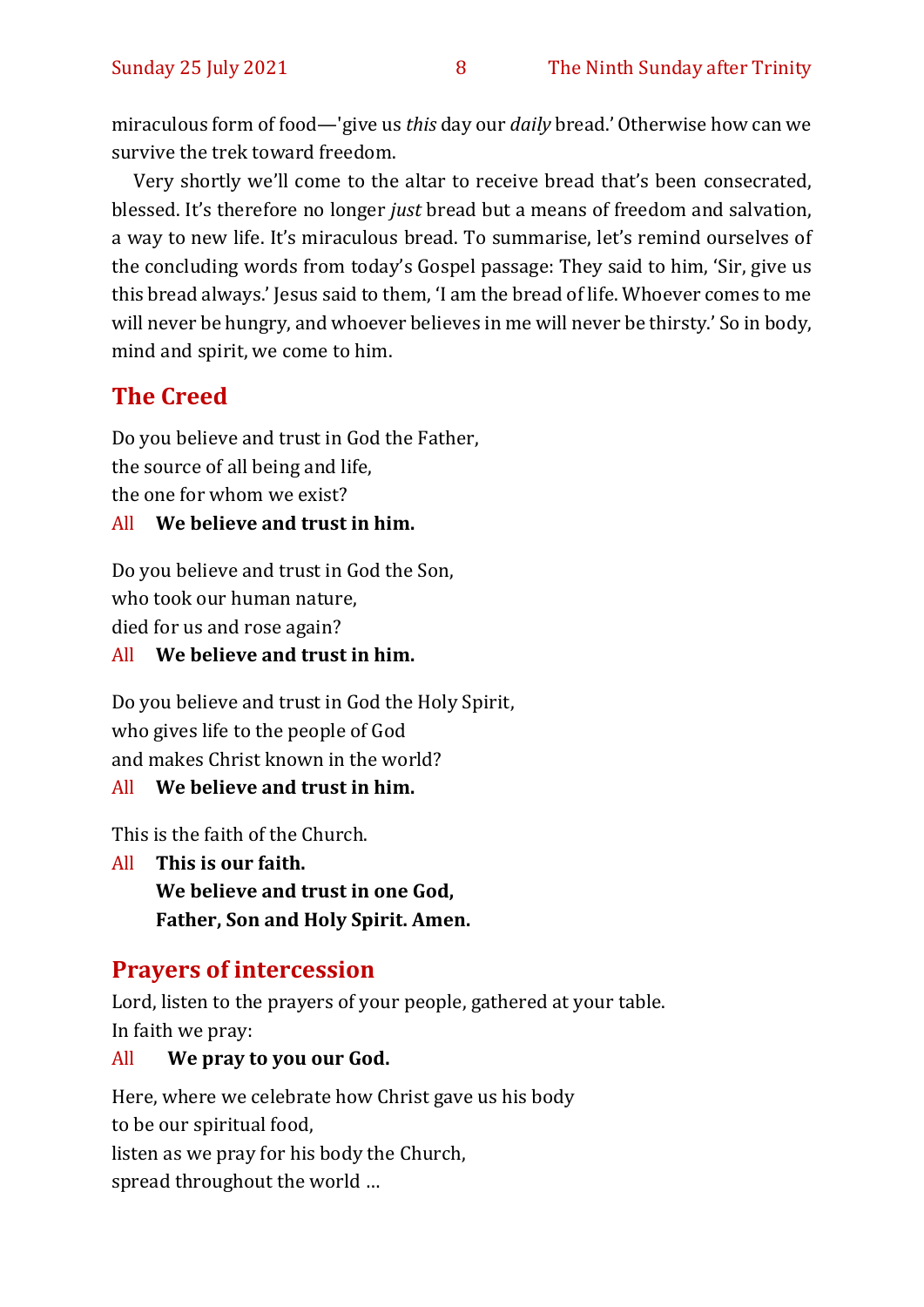miraculous form of food—'give us *this* day our *daily* bread.' Otherwise how can we survive the trek toward freedom.

Very shortly we'll come to the altar to receive bread that's been consecrated, blessed. It's therefore no longer *just* bread but a means of freedom and salvation, a way to new life. It's miraculous bread. To summarise, let's remind ourselves of the concluding words from today's Gospel passage: They said to him, 'Sir, give us this bread always.' Jesus said to them, 'I am the bread of life. Whoever comes to me will never be hungry, and whoever believes in me will never be thirsty.' So in body, mind and spirit, we come to him.

## The Creed

Do you believe and trust in God the Father,
the source of all being and life,
the one for whom we exist?

All **We believe and trust in him.**

Do you believe and trust in God the Son,
who took our human nature,
died for us and rose again?

All **We believe and trust in him.**

Do you believe and trust in God the Holy Spirit,
who gives life to the people of God
and makes Christ known in the world?

All **We believe and trust in him.**

This is the faith of the Church.

All **This is our faith.**
**We believe and trust in one God,**
**Father, Son and Holy Spirit. Amen.**

## Prayers of intercession

Lord, listen to the prayers of your people, gathered at your table.
In faith we pray:

All **We pray to you our God.**

Here, where we celebrate how Christ gave us his body
to be our spiritual food,
listen as we pray for his body the Church,
spread throughout the world …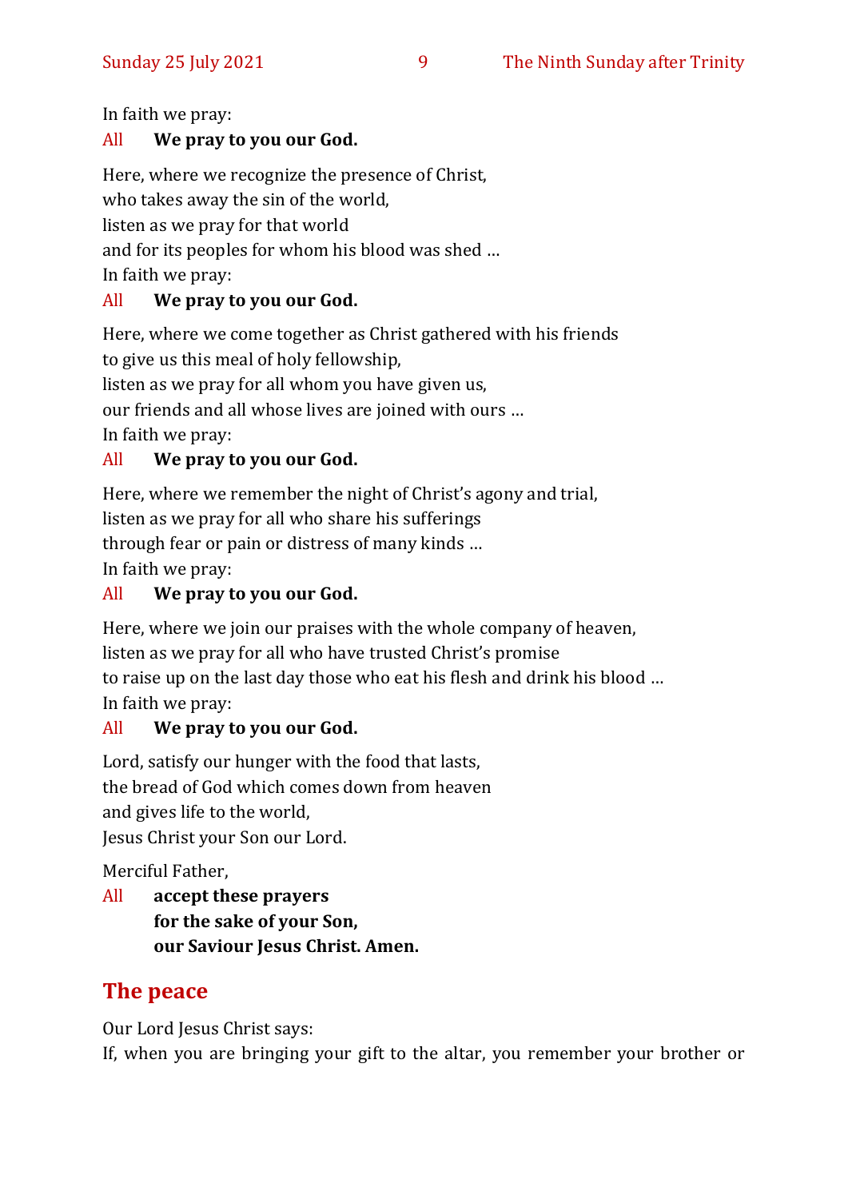In faith we pray:

All **We pray to you our God.**

Here, where we recognize the presence of Christ,
who takes away the sin of the world,
listen as we pray for that world
and for its peoples for whom his blood was shed …
In faith we pray:

All **We pray to you our God.**

Here, where we come together as Christ gathered with his friends
to give us this meal of holy fellowship,
listen as we pray for all whom you have given us,
our friends and all whose lives are joined with ours …
In faith we pray:

All **We pray to you our God.**

Here, where we remember the night of Christ's agony and trial,
listen as we pray for all who share his sufferings
through fear or pain or distress of many kinds …
In faith we pray:

All **We pray to you our God.**

Here, where we join our praises with the whole company of heaven,
listen as we pray for all who have trusted Christ's promise
to raise up on the last day those who eat his flesh and drink his blood …
In faith we pray:

All **We pray to you our God.**

Lord, satisfy our hunger with the food that lasts,
the bread of God which comes down from heaven
and gives life to the world,
Jesus Christ your Son our Lord.

Merciful Father,

All **accept these prayers**
**for the sake of your Son,**
**our Saviour Jesus Christ. Amen.**

## The peace

Our Lord Jesus Christ says:
If, when you are bringing your gift to the altar, you remember your brother or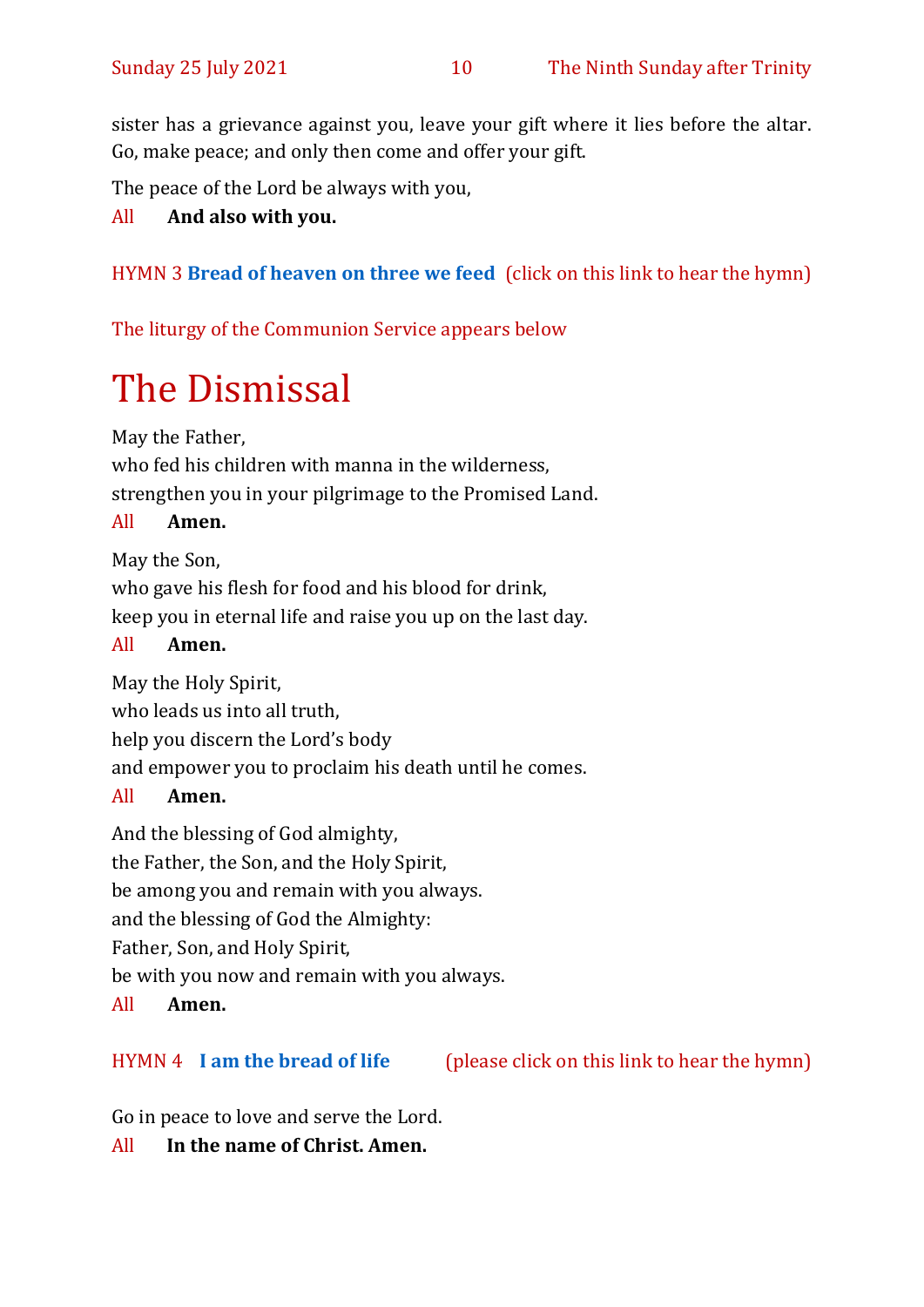sister has a grievance against you, leave your gift where it lies before the altar. Go, make peace; and only then come and offer your gift.

The peace of the Lord be always with you,

All **And also with you.**

HYMN 3 **Bread of heaven on three we feed** (click on this link to hear the hymn)

The liturgy of the Communion Service appears below

# The Dismissal

May the Father,
who fed his children with manna in the wilderness,
strengthen you in your pilgrimage to the Promised Land.

All **Amen.**

May the Son,
who gave his flesh for food and his blood for drink,
keep you in eternal life and raise you up on the last day.

All **Amen.**

May the Holy Spirit,
who leads us into all truth,
help you discern the Lord's body
and empower you to proclaim his death until he comes.

All **Amen.**

And the blessing of God almighty,
the Father, the Son, and the Holy Spirit,
be among you and remain with you always.
and the blessing of God the Almighty:
Father, Son, and Holy Spirit,
be with you now and remain with you always.

All **Amen.**

HYMN 4 **I am the bread of life** (please click on this link to hear the hymn)

Go in peace to love and serve the Lord.

All **In the name of Christ. Amen.**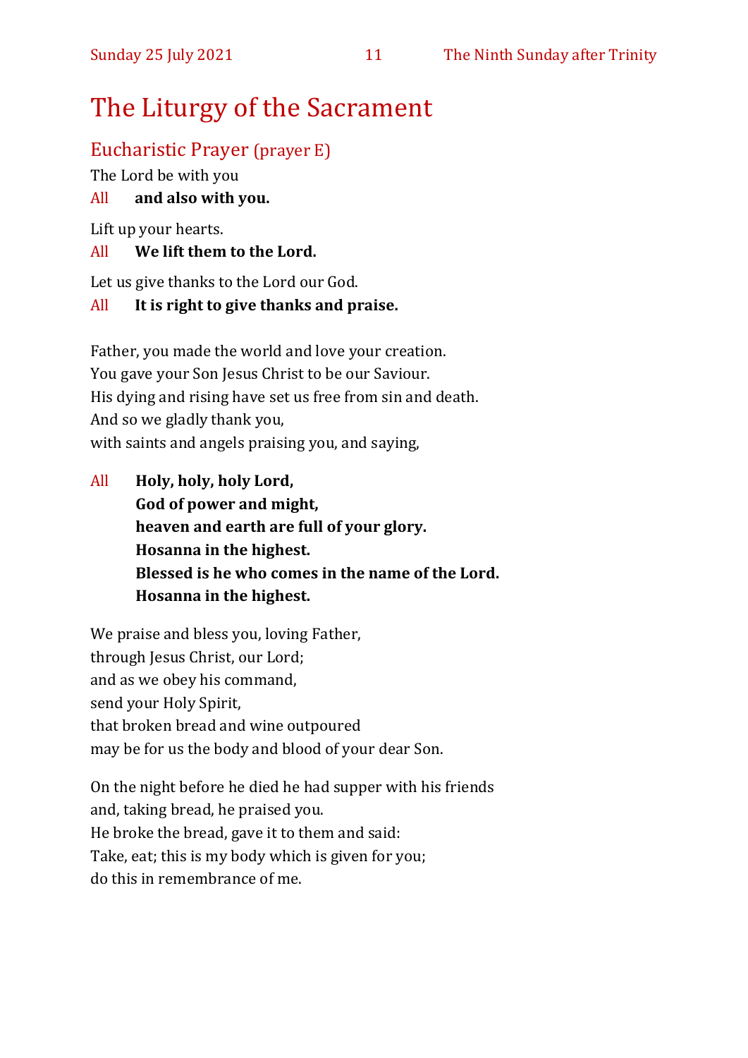# The Liturgy of the Sacrament

## Eucharistic Prayer (prayer E)

The Lord be with you

All **and also with you.**

Lift up your hearts.

All **We lift them to the Lord.**

Let us give thanks to the Lord our God.

All **It is right to give thanks and praise.**

Father, you made the world and love your creation.
You gave your Son Jesus Christ to be our Saviour.
His dying and rising have set us free from sin and death.
And so we gladly thank you,
with saints and angels praising you, and saying,

All **Holy, holy, holy Lord,**
**God of power and might,**
**heaven and earth are full of your glory.**
**Hosanna in the highest.**
**Blessed is he who comes in the name of the Lord.**
**Hosanna in the highest.**

We praise and bless you, loving Father,
through Jesus Christ, our Lord;
and as we obey his command,
send your Holy Spirit,
that broken bread and wine outpoured
may be for us the body and blood of your dear Son.

On the night before he died he had supper with his friends
and, taking bread, he praised you.
He broke the bread, gave it to them and said:
Take, eat; this is my body which is given for you;
do this in remembrance of me.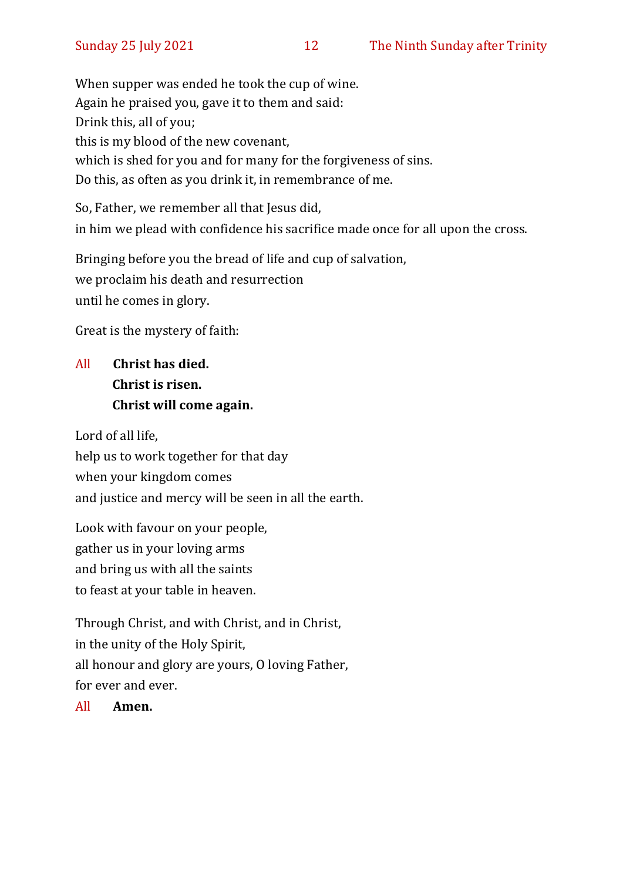When supper was ended he took the cup of wine.
Again he praised you, gave it to them and said:
Drink this, all of you;
this is my blood of the new covenant,
which is shed for you and for many for the forgiveness of sins.
Do this, as often as you drink it, in remembrance of me.

So, Father, we remember all that Jesus did,
in him we plead with confidence his sacrifice made once for all upon the cross.

Bringing before you the bread of life and cup of salvation,
we proclaim his death and resurrection
until he comes in glory.

Great is the mystery of faith:

All **Christ has died.**
**Christ is risen.**
**Christ will come again.**

Lord of all life,
help us to work together for that day
when your kingdom comes
and justice and mercy will be seen in all the earth.

Look with favour on your people,
gather us in your loving arms
and bring us with all the saints
to feast at your table in heaven.

Through Christ, and with Christ, and in Christ,
in the unity of the Holy Spirit,
all honour and glory are yours, O loving Father,
for ever and ever.

All **Amen.**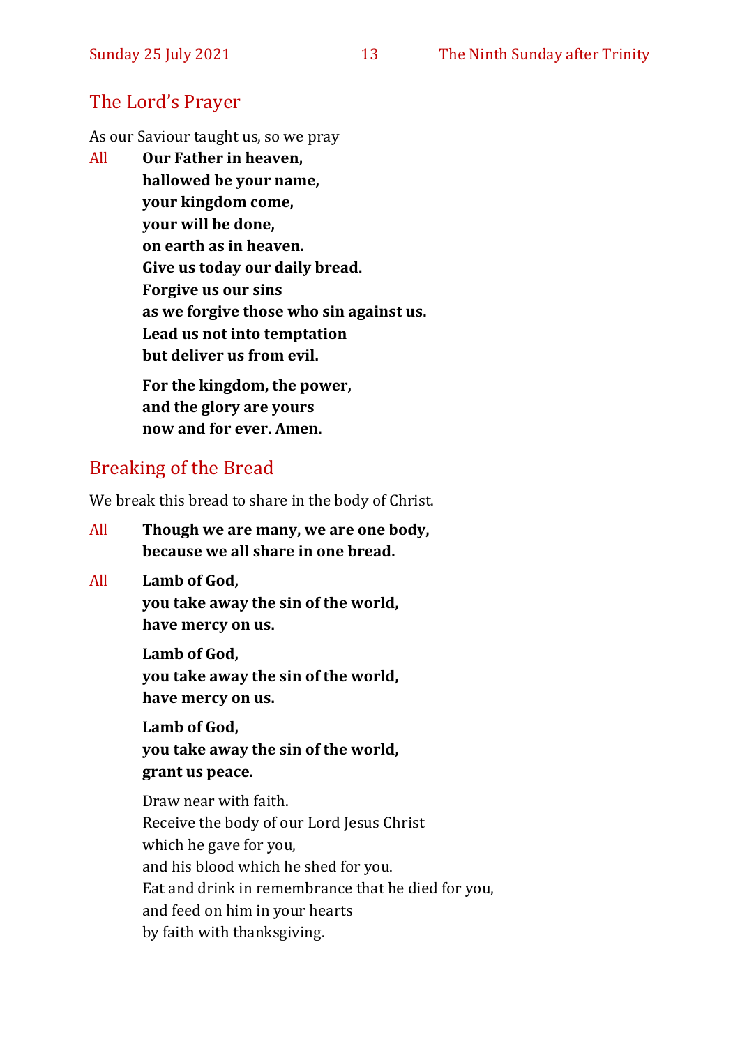## The Lord's Prayer

As our Saviour taught us, so we pray

All **Our Father in heaven,**
**hallowed be your name,**
**your kingdom come,**
**your will be done,**
**on earth as in heaven.**
**Give us today our daily bread.**
**Forgive us our sins**
**as we forgive those who sin against us.**
**Lead us not into temptation**
**but deliver us from evil.**

**For the kingdom, the power,**
**and the glory are yours**
**now and for ever. Amen.**

## Breaking of the Bread

We break this bread to share in the body of Christ.

All **Though we are many, we are one body,**
**because we all share in one bread.**

All **Lamb of God,**
**you take away the sin of the world,**
**have mercy on us.**

**Lamb of God,**
**you take away the sin of the world,**
**have mercy on us.**

**Lamb of God,**
**you take away the sin of the world,**
**grant us peace.**

Draw near with faith.
Receive the body of our Lord Jesus Christ
which he gave for you,
and his blood which he shed for you.
Eat and drink in remembrance that he died for you,
and feed on him in your hearts
by faith with thanksgiving.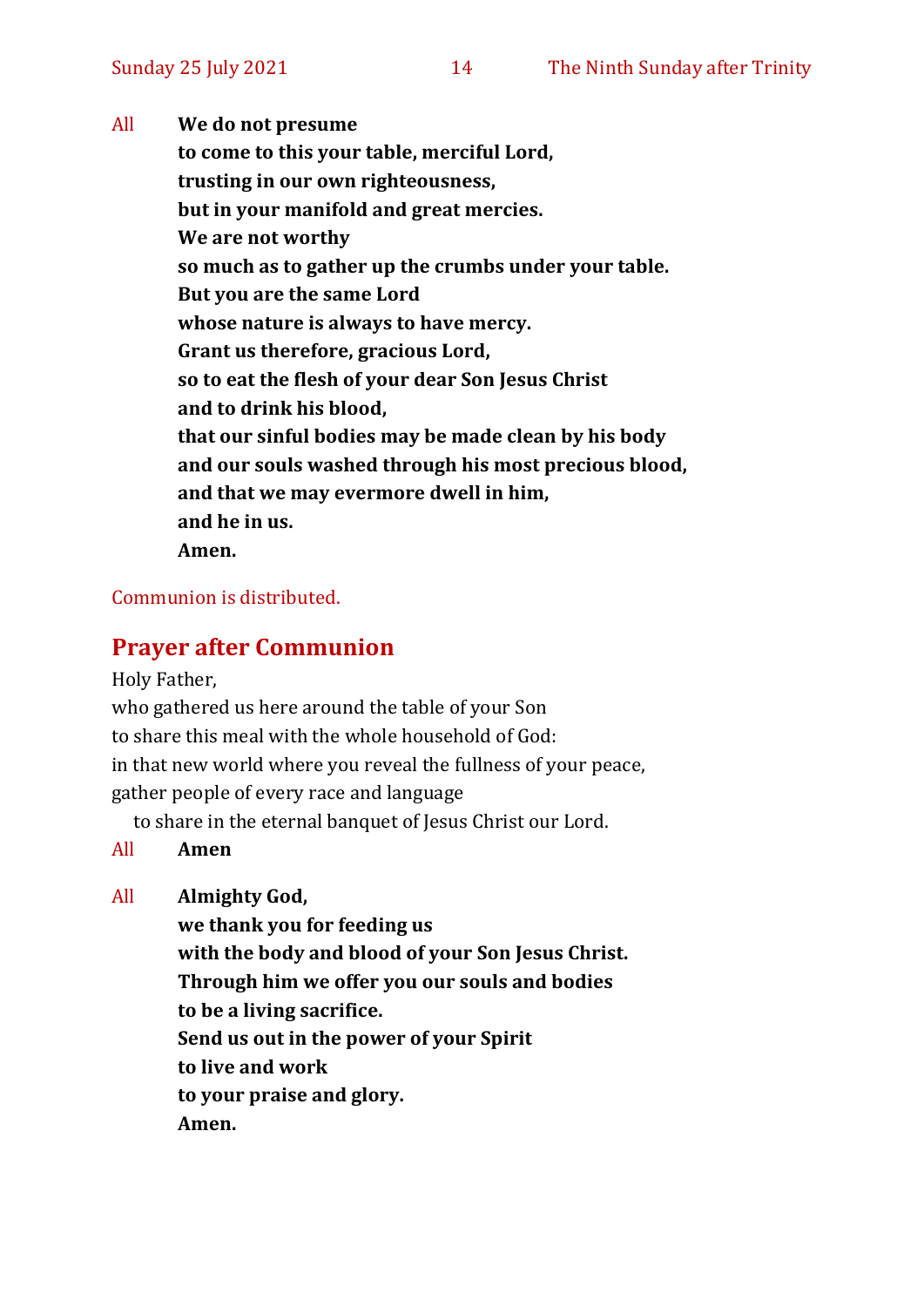All **We do not presume**
**to come to this your table, merciful Lord,**
**trusting in our own righteousness,**
**but in your manifold and great mercies.**
**We are not worthy**
**so much as to gather up the crumbs under your table.**
**But you are the same Lord**
**whose nature is always to have mercy.**
**Grant us therefore, gracious Lord,**
**so to eat the flesh of your dear Son Jesus Christ**
**and to drink his blood,**
**that our sinful bodies may be made clean by his body**
**and our souls washed through his most precious blood,**
**and that we may evermore dwell in him,**
**and he in us.**
**Amen.**

Communion is distributed.

## Prayer after Communion

Holy Father,
who gathered us here around the table of your Son
to share this meal with the whole household of God:
in that new world where you reveal the fullness of your peace,
gather people of every race and language
to share in the eternal banquet of Jesus Christ our Lord.

All **Amen**

All **Almighty God,**
**we thank you for feeding us**
**with the body and blood of your Son Jesus Christ.**
**Through him we offer you our souls and bodies**
**to be a living sacrifice.**
**Send us out in the power of your Spirit**
**to live and work**
**to your praise and glory.**
**Amen.**